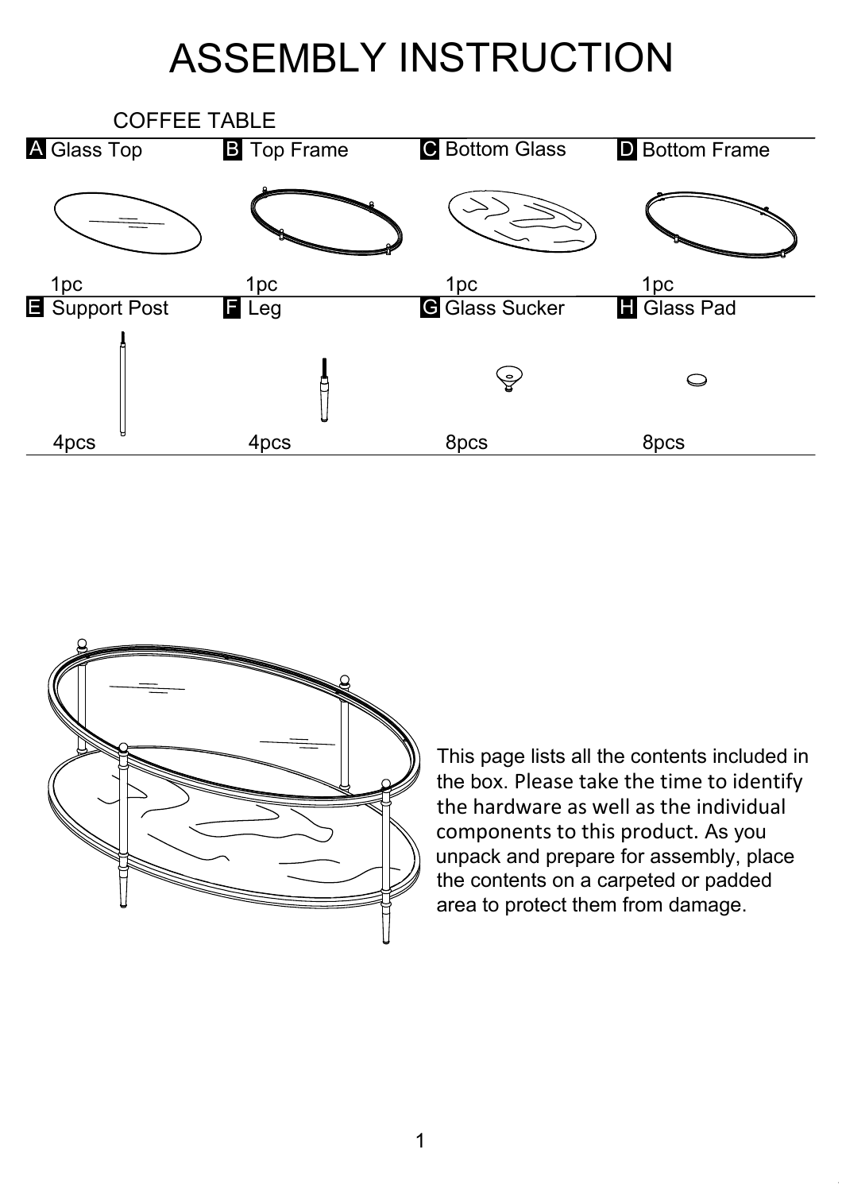# ASSEMBLY INSTRUCTION

## COFFEE TABLE

| A Glass Top | B Top Frame | C Bottom Glass | D Bottom Frame |
|---|---|---|---|
| 1pc | 1pc | 1pc | 1pc |
| **E Support Post** | **F Leg** | **G Glass Sucker** | **H Glass Pad** |
| 4pcs | 4pcs | 8pcs | 8pcs |

This page lists all the contents included in the box. Please take the time to identify the hardware as well as the individual components to this product. As you unpack and prepare for assembly, place the contents on a carpeted or padded area to protect them from damage.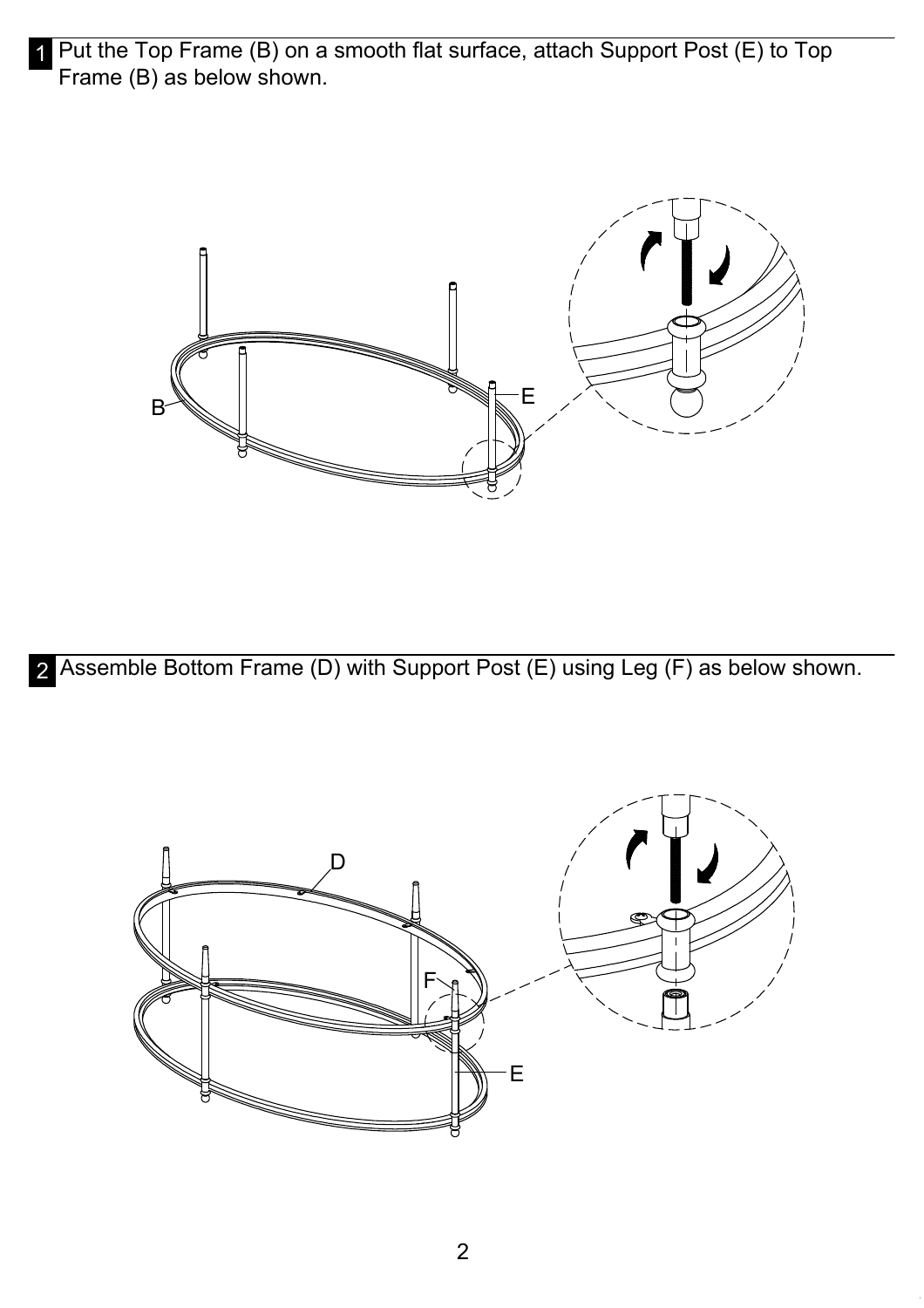**1** Put the Top Frame (B) on a smooth flat surface, attach Support Post (E) to Top Frame (B) as below shown.

**2** Assemble Bottom Frame (D) with Support Post (E) using Leg (F) as below shown.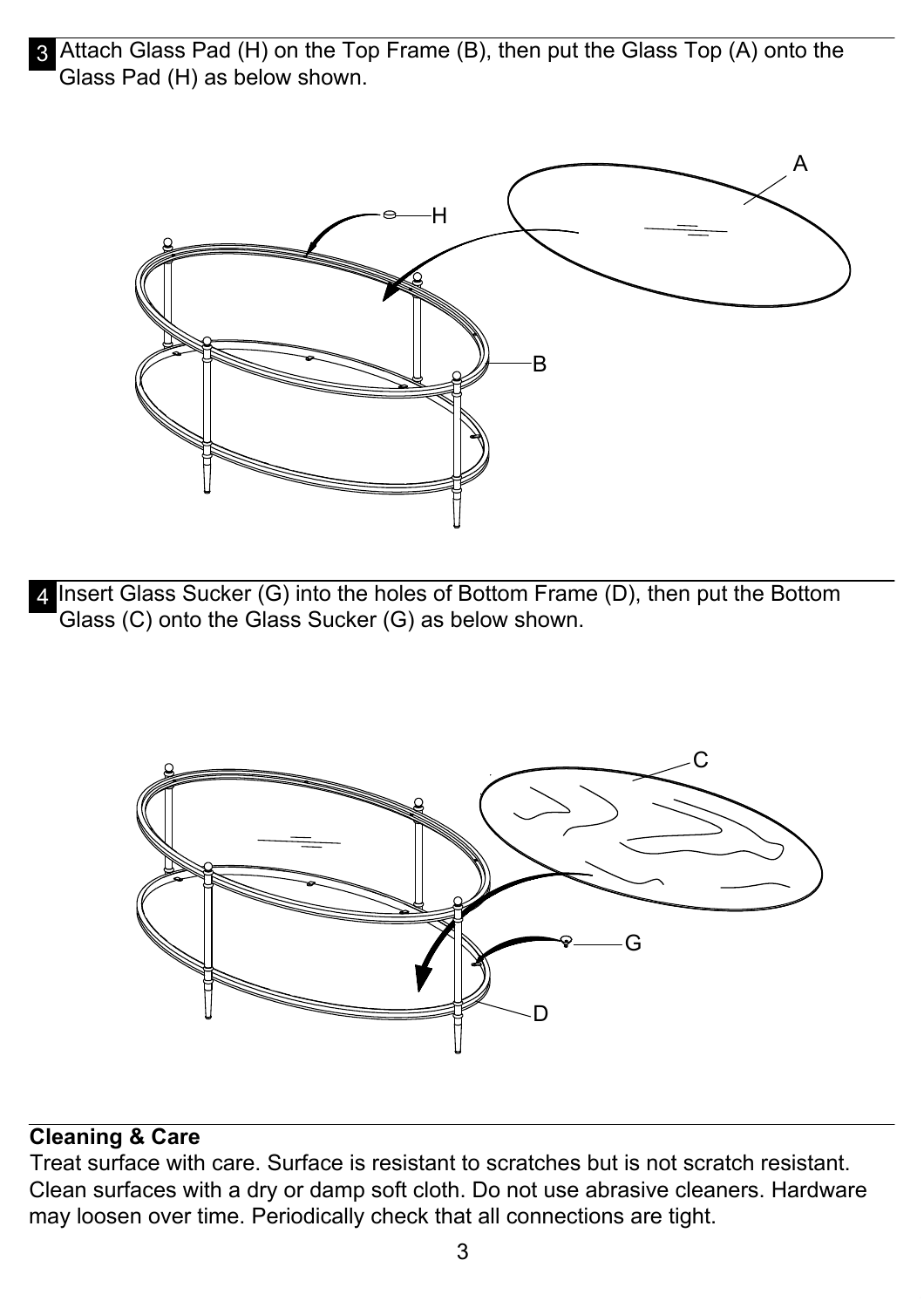3 Attach Glass Pad (H) on the Top Frame (B), then put the Glass Top (A) onto the Glass Pad (H) as below shown.

A

H

B

4 Insert Glass Sucker (G) into the holes of Bottom Frame (D), then put the Bottom Glass (C) onto the Glass Sucker (G) as below shown.

C

G

D

**Cleaning & Care**

Treat surface with care. Surface is resistant to scratches but is not scratch resistant. Clean surfaces with a dry or damp soft cloth. Do not use abrasive cleaners. Hardware may loosen over time. Periodically check that all connections are tight.